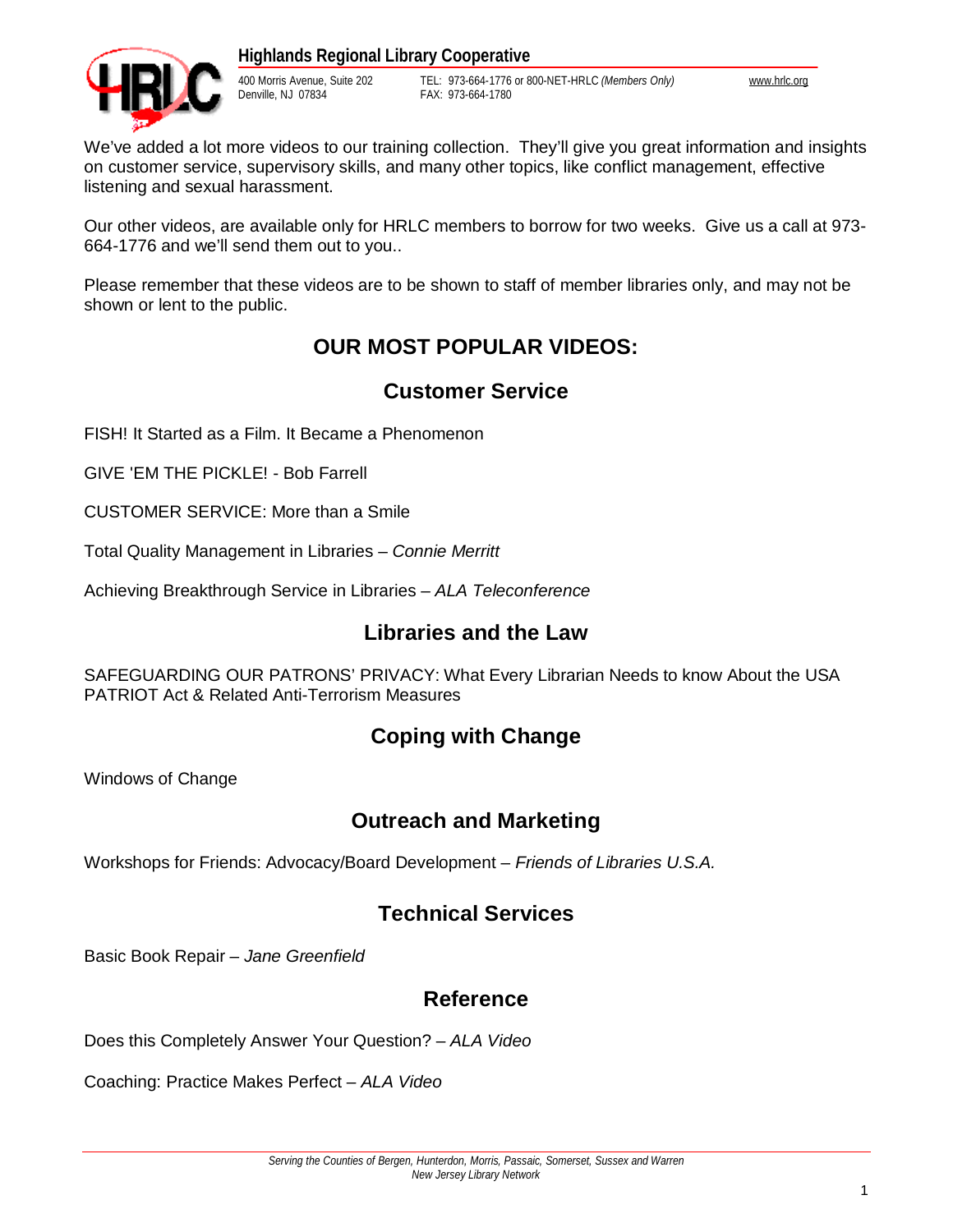**Highlands Regional Library Cooperative**

400 Morris Avenue, Suite 202
Denville, NJ 07834

TEL: 973-664-1776 or 800-NET-HRLC *(Members Only)*
FAX: 973-664-1780

www.hrlc.org

We've added a lot more videos to our training collection. They'll give you great information and insights on customer service, supervisory skills, and many other topics, like conflict management, effective listening and sexual harassment.

Our other videos, are available only for HRLC members to borrow for two weeks. Give us a call at 973-664-1776 and we'll send them out to you..

Please remember that these videos are to be shown to staff of member libraries only, and may not be shown or lent to the public.

# OUR MOST POPULAR VIDEOS:

## Customer Service

FISH! It Started as a Film. It Became a Phenomenon

GIVE 'EM THE PICKLE! - Bob Farrell

CUSTOMER SERVICE: More than a Smile

Total Quality Management in Libraries – *Connie Merritt*

Achieving Breakthrough Service in Libraries – *ALA Teleconference*

## Libraries and the Law

SAFEGUARDING OUR PATRONS' PRIVACY: What Every Librarian Needs to know About the USA PATRIOT Act & Related Anti-Terrorism Measures

## Coping with Change

Windows of Change

## Outreach and Marketing

Workshops for Friends: Advocacy/Board Development – *Friends of Libraries U.S.A.*

## Technical Services

Basic Book Repair – *Jane Greenfield*

## Reference

Does this Completely Answer Your Question? – *ALA Video*

Coaching: Practice Makes Perfect – *ALA Video*

*Serving the Counties of Bergen, Hunterdon, Morris, Passaic, Somerset, Sussex and Warren*
*New Jersey Library Network*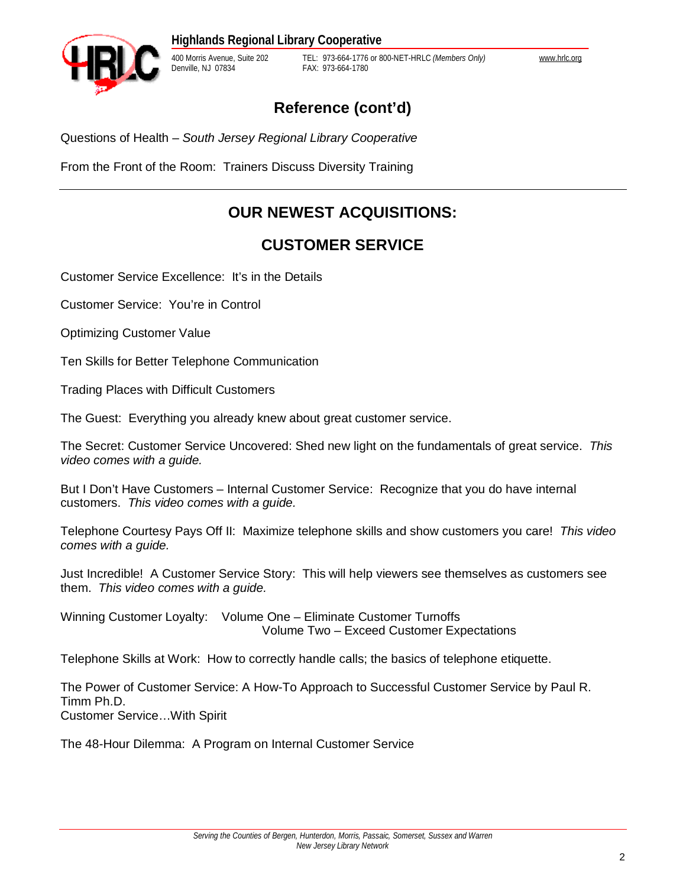## Reference (cont'd)

Questions of Health – *South Jersey Regional Library Cooperative*

From the Front of the Room: Trainers Discuss Diversity Training

---

## OUR NEWEST ACQUISITIONS:

## CUSTOMER SERVICE

Customer Service Excellence: It's in the Details

Customer Service: You're in Control

Optimizing Customer Value

Ten Skills for Better Telephone Communication

Trading Places with Difficult Customers

The Guest: Everything you already knew about great customer service.

The Secret: Customer Service Uncovered: Shed new light on the fundamentals of great service. *This video comes with a guide.*

But I Don't Have Customers – Internal Customer Service: Recognize that you do have internal customers. *This video comes with a guide.*

Telephone Courtesy Pays Off II: Maximize telephone skills and show customers you care! *This video comes with a guide.*

Just Incredible! A Customer Service Story: This will help viewers see themselves as customers see them. *This video comes with a guide.*

Winning Customer Loyalty: Volume One – Eliminate Customer Turnoffs
Volume Two – Exceed Customer Expectations

Telephone Skills at Work: How to correctly handle calls; the basics of telephone etiquette.

The Power of Customer Service: A How-To Approach to Successful Customer Service by Paul R. Timm Ph.D.
Customer Service…With Spirit

The 48-Hour Dilemma: A Program on Internal Customer Service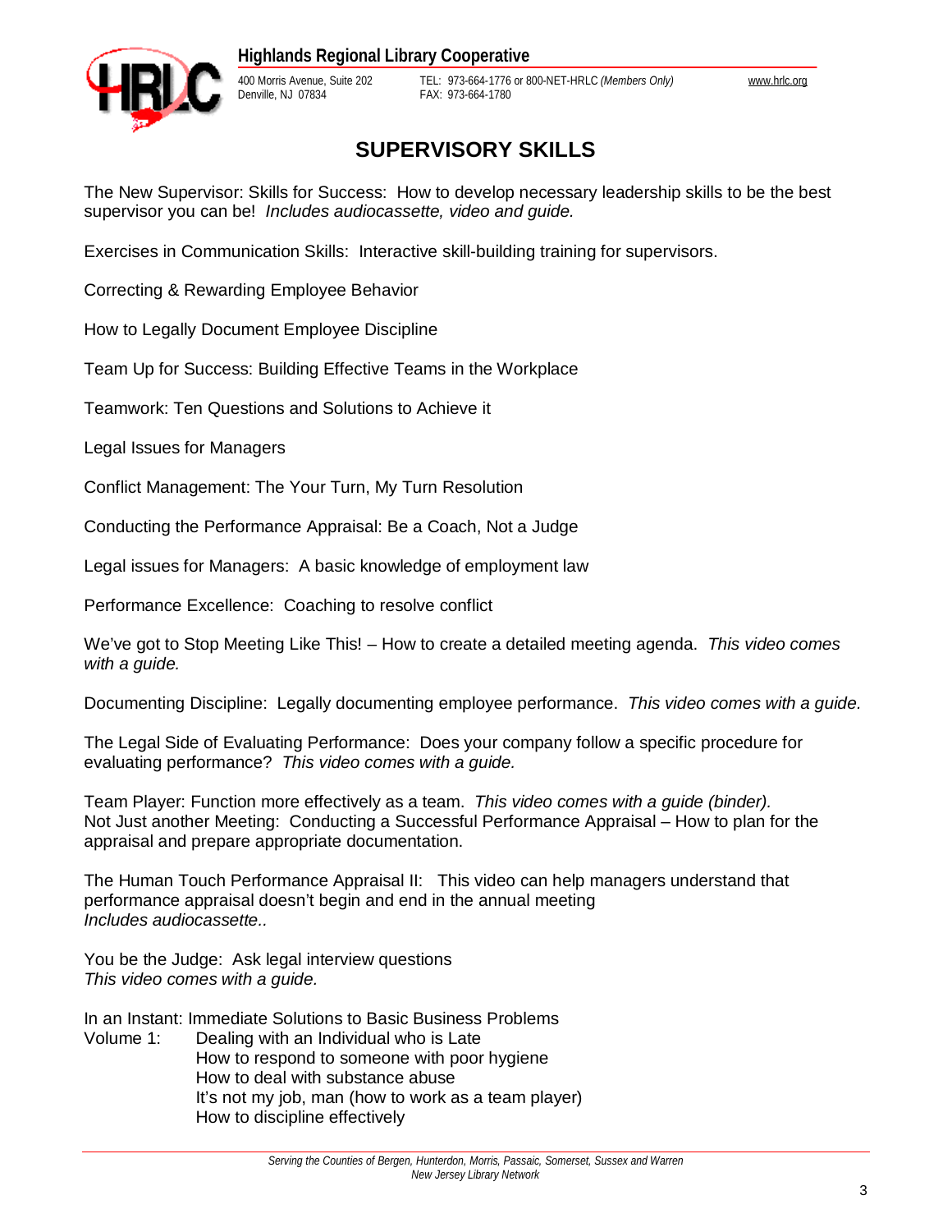**Highlands Regional Library Cooperative**

400 Morris Avenue, Suite 202
Denville, NJ 07834

TEL: 973-664-1776 or 800-NET-HRLC *(Members Only)*
FAX: 973-664-1780

www.hrlc.org

# SUPERVISORY SKILLS

The New Supervisor: Skills for Success: How to develop necessary leadership skills to be the best supervisor you can be! *Includes audiocassette, video and guide.*

Exercises in Communication Skills: Interactive skill-building training for supervisors.

Correcting & Rewarding Employee Behavior

How to Legally Document Employee Discipline

Team Up for Success: Building Effective Teams in the Workplace

Teamwork: Ten Questions and Solutions to Achieve it

Legal Issues for Managers

Conflict Management: The Your Turn, My Turn Resolution

Conducting the Performance Appraisal: Be a Coach, Not a Judge

Legal issues for Managers: A basic knowledge of employment law

Performance Excellence: Coaching to resolve conflict

We've got to Stop Meeting Like This! – How to create a detailed meeting agenda. *This video comes with a guide.*

Documenting Discipline: Legally documenting employee performance. *This video comes with a guide.*

The Legal Side of Evaluating Performance: Does your company follow a specific procedure for evaluating performance? *This video comes with a guide.*

Team Player: Function more effectively as a team. *This video comes with a guide (binder).*
Not Just another Meeting: Conducting a Successful Performance Appraisal – How to plan for the appraisal and prepare appropriate documentation.

The Human Touch Performance Appraisal II: This video can help managers understand that performance appraisal doesn't begin and end in the annual meeting
*Includes audiocassette..*

You be the Judge: Ask legal interview questions
*This video comes with a guide.*

In an Instant: Immediate Solutions to Basic Business Problems
Volume 1:
- Dealing with an Individual who is Late
- How to respond to someone with poor hygiene
- How to deal with substance abuse
- It's not my job, man (how to work as a team player)
- How to discipline effectively

*Serving the Counties of Bergen, Hunterdon, Morris, Passaic, Somerset, Sussex and Warren*
*New Jersey Library Network*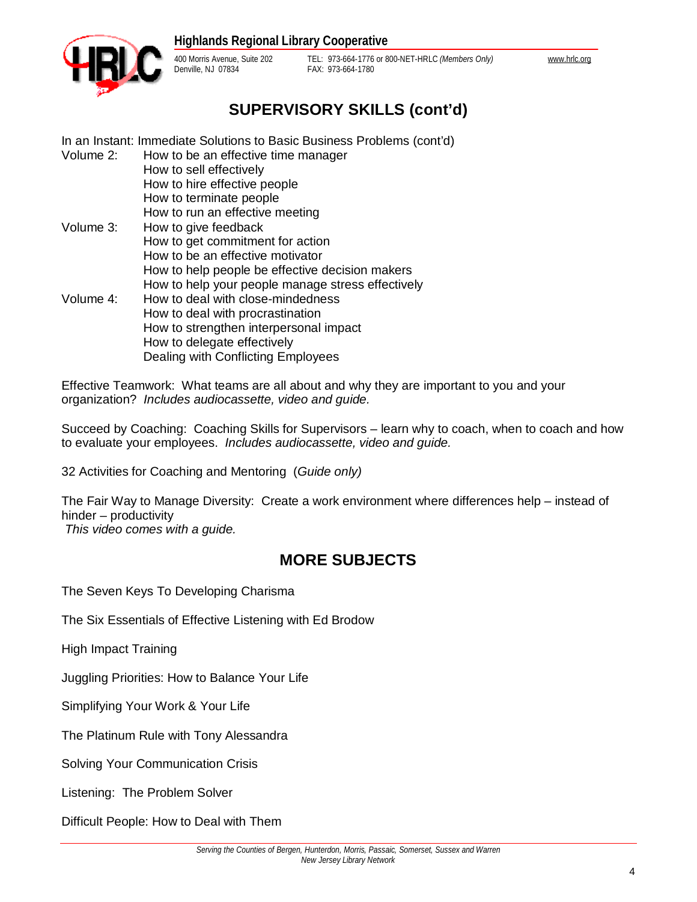## SUPERVISORY SKILLS (cont'd)

In an Instant: Immediate Solutions to Basic Business Problems (cont'd)

Volume 2:
- How to be an effective time manager
- How to sell effectively
- How to hire effective people
- How to terminate people
- How to run an effective meeting

Volume 3:
- How to give feedback
- How to get commitment for action
- How to be an effective motivator
- How to help people be effective decision makers
- How to help your people manage stress effectively

Volume 4:
- How to deal with close-mindedness
- How to deal with procrastination
- How to strengthen interpersonal impact
- How to delegate effectively
- Dealing with Conflicting Employees

Effective Teamwork: What teams are all about and why they are important to you and your organization? *Includes audiocassette, video and guide.*

Succeed by Coaching: Coaching Skills for Supervisors – learn why to coach, when to coach and how to evaluate your employees. *Includes audiocassette, video and guide.*

32 Activities for Coaching and Mentoring (*Guide only*)

The Fair Way to Manage Diversity: Create a work environment where differences help – instead of hinder – productivity
*This video comes with a guide.*

## MORE SUBJECTS

The Seven Keys To Developing Charisma

The Six Essentials of Effective Listening with Ed Brodow

High Impact Training

Juggling Priorities: How to Balance Your Life

Simplifying Your Work & Your Life

The Platinum Rule with Tony Alessandra

Solving Your Communication Crisis

Listening: The Problem Solver

Difficult People: How to Deal with Them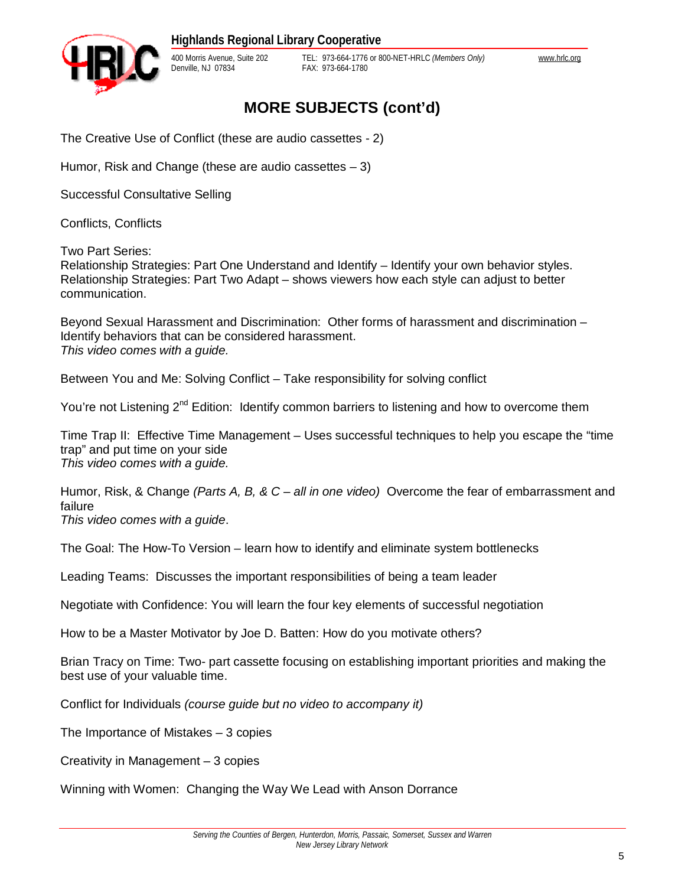# MORE SUBJECTS (cont'd)

The Creative Use of Conflict (these are audio cassettes - 2)

Humor, Risk and Change (these are audio cassettes – 3)

Successful Consultative Selling

Conflicts, Conflicts

Two Part Series:
Relationship Strategies: Part One Understand and Identify – Identify your own behavior styles.
Relationship Strategies: Part Two Adapt – shows viewers how each style can adjust to better communication.

Beyond Sexual Harassment and Discrimination: Other forms of harassment and discrimination – Identify behaviors that can be considered harassment.
*This video comes with a guide.*

Between You and Me: Solving Conflict – Take responsibility for solving conflict

You're not Listening 2nd Edition: Identify common barriers to listening and how to overcome them

Time Trap II: Effective Time Management – Uses successful techniques to help you escape the "time trap" and put time on your side
*This video comes with a guide.*

Humor, Risk, & Change *(Parts A, B, & C – all in one video)* Overcome the fear of embarrassment and failure
*This video comes with a guide*.

The Goal: The How-To Version – learn how to identify and eliminate system bottlenecks

Leading Teams: Discusses the important responsibilities of being a team leader

Negotiate with Confidence: You will learn the four key elements of successful negotiation

How to be a Master Motivator by Joe D. Batten: How do you motivate others?

Brian Tracy on Time: Two- part cassette focusing on establishing important priorities and making the best use of your valuable time.

Conflict for Individuals *(course guide but no video to accompany it)*

The Importance of Mistakes – 3 copies

Creativity in Management – 3 copies

Winning with Women: Changing the Way We Lead with Anson Dorrance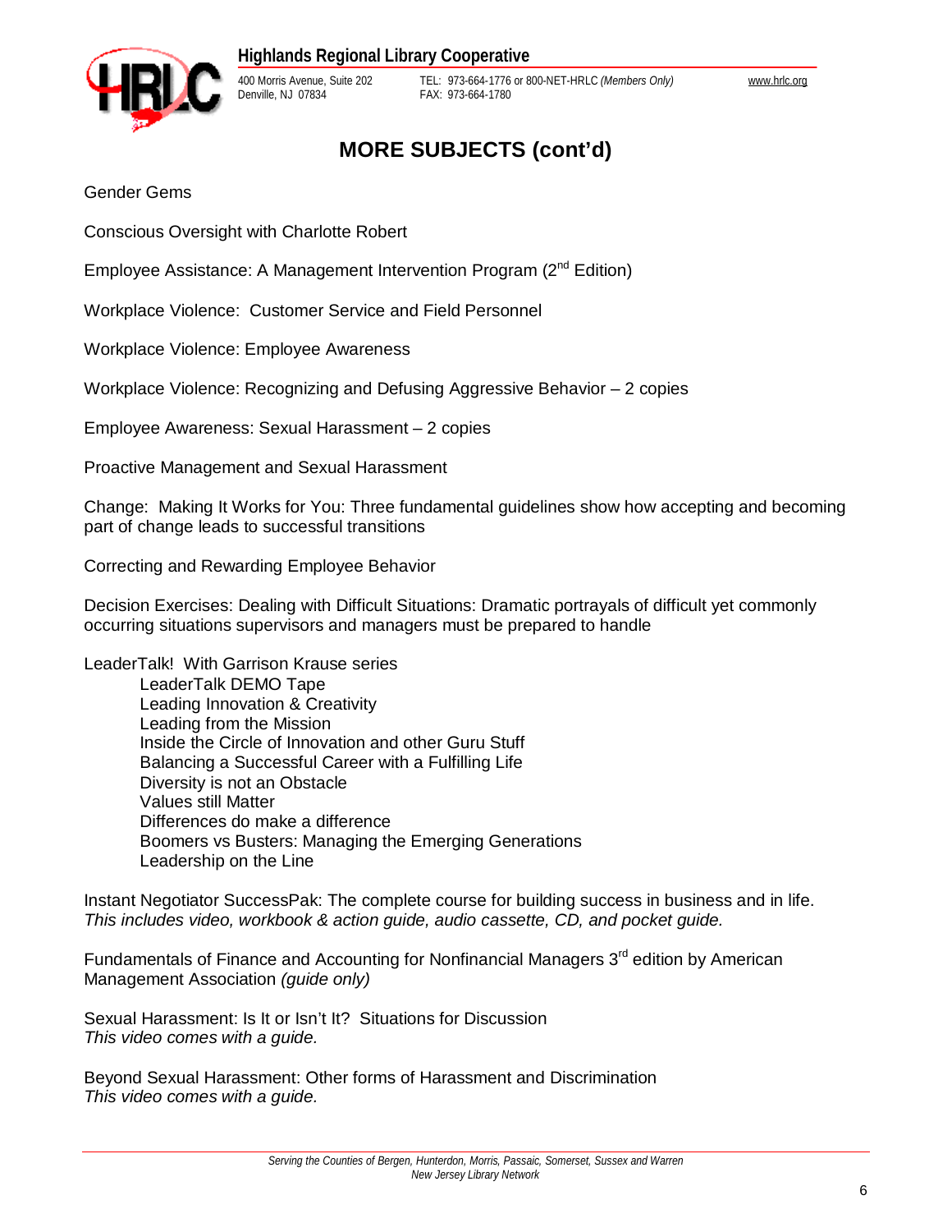# MORE SUBJECTS (cont'd)

Gender Gems

Conscious Oversight with Charlotte Robert

Employee Assistance: A Management Intervention Program (2nd Edition)

Workplace Violence: Customer Service and Field Personnel

Workplace Violence: Employee Awareness

Workplace Violence: Recognizing and Defusing Aggressive Behavior – 2 copies

Employee Awareness: Sexual Harassment – 2 copies

Proactive Management and Sexual Harassment

Change: Making It Works for You: Three fundamental guidelines show how accepting and becoming part of change leads to successful transitions

Correcting and Rewarding Employee Behavior

Decision Exercises: Dealing with Difficult Situations: Dramatic portrayals of difficult yet commonly occurring situations supervisors and managers must be prepared to handle

LeaderTalk! With Garrison Krause series

- LeaderTalk DEMO Tape
- Leading Innovation & Creativity
- Leading from the Mission
- Inside the Circle of Innovation and other Guru Stuff
- Balancing a Successful Career with a Fulfilling Life
- Diversity is not an Obstacle
- Values still Matter
- Differences do make a difference
- Boomers vs Busters: Managing the Emerging Generations
- Leadership on the Line

Instant Negotiator SuccessPak: The complete course for building success in business and in life.
*This includes video, workbook & action guide, audio cassette, CD, and pocket guide.*

Fundamentals of Finance and Accounting for Nonfinancial Managers 3rd edition by American Management Association *(guide only)*

Sexual Harassment: Is It or Isn't It? Situations for Discussion
*This video comes with a guide.*

Beyond Sexual Harassment: Other forms of Harassment and Discrimination
*This video comes with a guide.*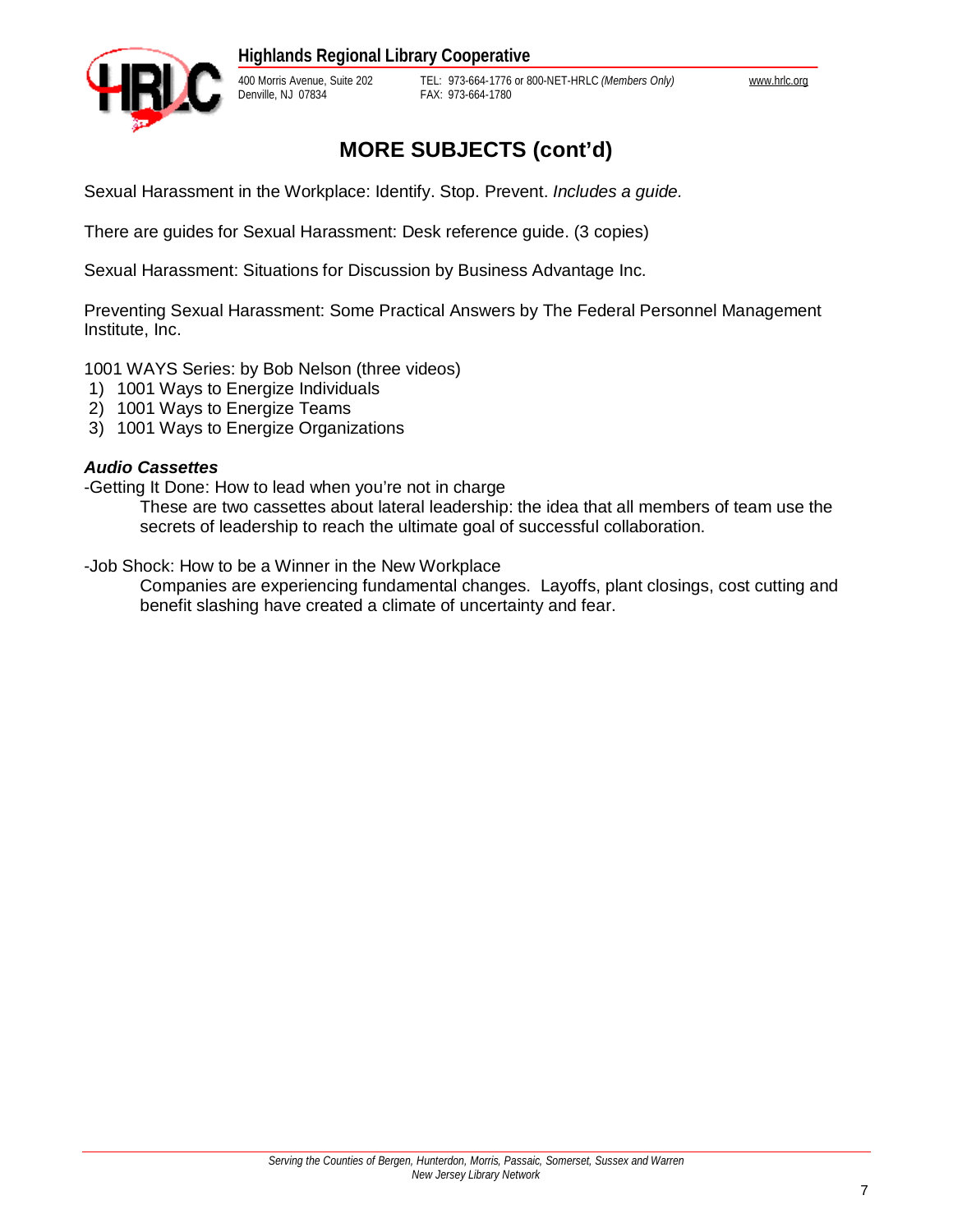# MORE SUBJECTS (cont'd)

Sexual Harassment in the Workplace: Identify. Stop. Prevent. *Includes a guide.*

There are guides for Sexual Harassment: Desk reference guide. (3 copies)

Sexual Harassment: Situations for Discussion by Business Advantage Inc.

Preventing Sexual Harassment: Some Practical Answers by The Federal Personnel Management Institute, Inc.

1001 WAYS Series: by Bob Nelson (three videos)
1) 1001 Ways to Energize Individuals
2) 1001 Ways to Energize Teams
3) 1001 Ways to Energize Organizations

***Audio Cassettes***

-Getting It Done: How to lead when you're not in charge

These are two cassettes about lateral leadership: the idea that all members of team use the secrets of leadership to reach the ultimate goal of successful collaboration.

-Job Shock: How to be a Winner in the New Workplace

Companies are experiencing fundamental changes. Layoffs, plant closings, cost cutting and benefit slashing have created a climate of uncertainty and fear.